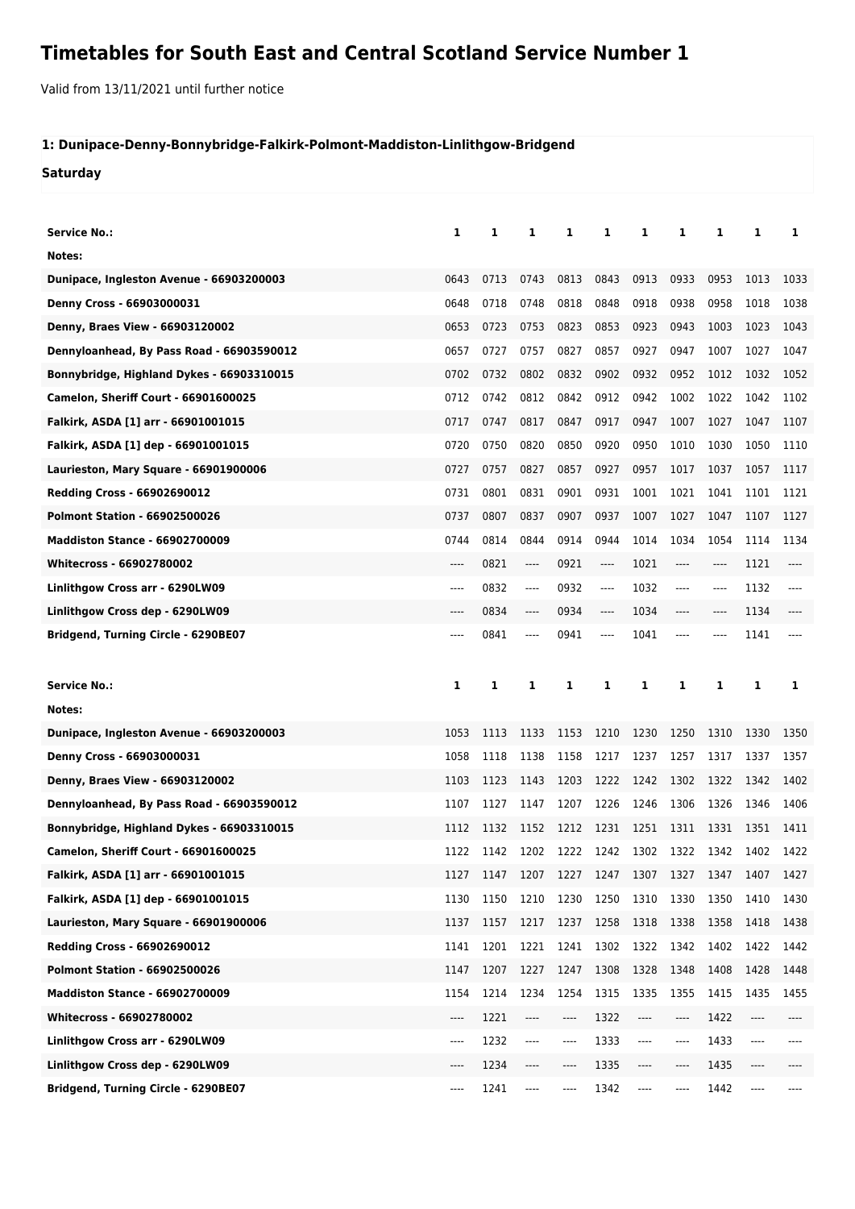# Timetables for South East and Central Scotland Service Number 1

Valid from 13/11/2021 until further notice

### 1: Dunipace-Denny-Bonnybridge-Falkirk-Polmont-Maddiston-Linlithgow-Bridgend

**Saturday**

| Service No.: | 1 | 1 | 1 | 1 | 1 | 1 | 1 | 1 | 1 | 1 |
|---|---|---|---|---|---|---|---|---|---|---|
| Notes: | | | | | | | | | | |
| Dunipace, Ingleston Avenue - 66903200003 | 0643 | 0713 | 0743 | 0813 | 0843 | 0913 | 0933 | 0953 | 1013 | 1033 |
| Denny Cross - 66903000031 | 0648 | 0718 | 0748 | 0818 | 0848 | 0918 | 0938 | 0958 | 1018 | 1038 |
| Denny, Braes View - 66903120002 | 0653 | 0723 | 0753 | 0823 | 0853 | 0923 | 0943 | 1003 | 1023 | 1043 |
| Dennyloanhead, By Pass Road - 66903590012 | 0657 | 0727 | 0757 | 0827 | 0857 | 0927 | 0947 | 1007 | 1027 | 1047 |
| Bonnybridge, Highland Dykes - 66903310015 | 0702 | 0732 | 0802 | 0832 | 0902 | 0932 | 0952 | 1012 | 1032 | 1052 |
| Camelon, Sheriff Court - 66901600025 | 0712 | 0742 | 0812 | 0842 | 0912 | 0942 | 1002 | 1022 | 1042 | 1102 |
| Falkirk, ASDA [1] arr - 66901001015 | 0717 | 0747 | 0817 | 0847 | 0917 | 0947 | 1007 | 1027 | 1047 | 1107 |
| Falkirk, ASDA [1] dep - 66901001015 | 0720 | 0750 | 0820 | 0850 | 0920 | 0950 | 1010 | 1030 | 1050 | 1110 |
| Laurieston, Mary Square - 66901900006 | 0727 | 0757 | 0827 | 0857 | 0927 | 0957 | 1017 | 1037 | 1057 | 1117 |
| Redding Cross - 66902690012 | 0731 | 0801 | 0831 | 0901 | 0931 | 1001 | 1021 | 1041 | 1101 | 1121 |
| Polmont Station - 66902500026 | 0737 | 0807 | 0837 | 0907 | 0937 | 1007 | 1027 | 1047 | 1107 | 1127 |
| Maddiston Stance - 66902700009 | 0744 | 0814 | 0844 | 0914 | 0944 | 1014 | 1034 | 1054 | 1114 | 1134 |
| Whitecross - 66902780002 | ---- | 0821 | ---- | 0921 | ---- | 1021 | ---- | ---- | 1121 | ---- |
| Linlithgow Cross arr - 6290LW09 | ---- | 0832 | ---- | 0932 | ---- | 1032 | ---- | ---- | 1132 | ---- |
| Linlithgow Cross dep - 6290LW09 | ---- | 0834 | ---- | 0934 | ---- | 1034 | ---- | ---- | 1134 | ---- |
| Bridgend, Turning Circle - 6290BE07 | ---- | 0841 | ---- | 0941 | ---- | 1041 | ---- | ---- | 1141 | ---- |

| Service No.: | 1 | 1 | 1 | 1 | 1 | 1 | 1 | 1 | 1 | 1 |
|---|---|---|---|---|---|---|---|---|---|---|
| Notes: | | | | | | | | | | |
| Dunipace, Ingleston Avenue - 66903200003 | 1053 | 1113 | 1133 | 1153 | 1210 | 1230 | 1250 | 1310 | 1330 | 1350 |
| Denny Cross - 66903000031 | 1058 | 1118 | 1138 | 1158 | 1217 | 1237 | 1257 | 1317 | 1337 | 1357 |
| Denny, Braes View - 66903120002 | 1103 | 1123 | 1143 | 1203 | 1222 | 1242 | 1302 | 1322 | 1342 | 1402 |
| Dennyloanhead, By Pass Road - 66903590012 | 1107 | 1127 | 1147 | 1207 | 1226 | 1246 | 1306 | 1326 | 1346 | 1406 |
| Bonnybridge, Highland Dykes - 66903310015 | 1112 | 1132 | 1152 | 1212 | 1231 | 1251 | 1311 | 1331 | 1351 | 1411 |
| Camelon, Sheriff Court - 66901600025 | 1122 | 1142 | 1202 | 1222 | 1242 | 1302 | 1322 | 1342 | 1402 | 1422 |
| Falkirk, ASDA [1] arr - 66901001015 | 1127 | 1147 | 1207 | 1227 | 1247 | 1307 | 1327 | 1347 | 1407 | 1427 |
| Falkirk, ASDA [1] dep - 66901001015 | 1130 | 1150 | 1210 | 1230 | 1250 | 1310 | 1330 | 1350 | 1410 | 1430 |
| Laurieston, Mary Square - 66901900006 | 1137 | 1157 | 1217 | 1237 | 1258 | 1318 | 1338 | 1358 | 1418 | 1438 |
| Redding Cross - 66902690012 | 1141 | 1201 | 1221 | 1241 | 1302 | 1322 | 1342 | 1402 | 1422 | 1442 |
| Polmont Station - 66902500026 | 1147 | 1207 | 1227 | 1247 | 1308 | 1328 | 1348 | 1408 | 1428 | 1448 |
| Maddiston Stance - 66902700009 | 1154 | 1214 | 1234 | 1254 | 1315 | 1335 | 1355 | 1415 | 1435 | 1455 |
| Whitecross - 66902780002 | ---- | 1221 | ---- | ---- | 1322 | ---- | ---- | 1422 | ---- | ---- |
| Linlithgow Cross arr - 6290LW09 | ---- | 1232 | ---- | ---- | 1333 | ---- | ---- | 1433 | ---- | ---- |
| Linlithgow Cross dep - 6290LW09 | ---- | 1234 | ---- | ---- | 1335 | ---- | ---- | 1435 | ---- | ---- |
| Bridgend, Turning Circle - 6290BE07 | ---- | 1241 | ---- | ---- | 1342 | ---- | ---- | 1442 | ---- | ---- |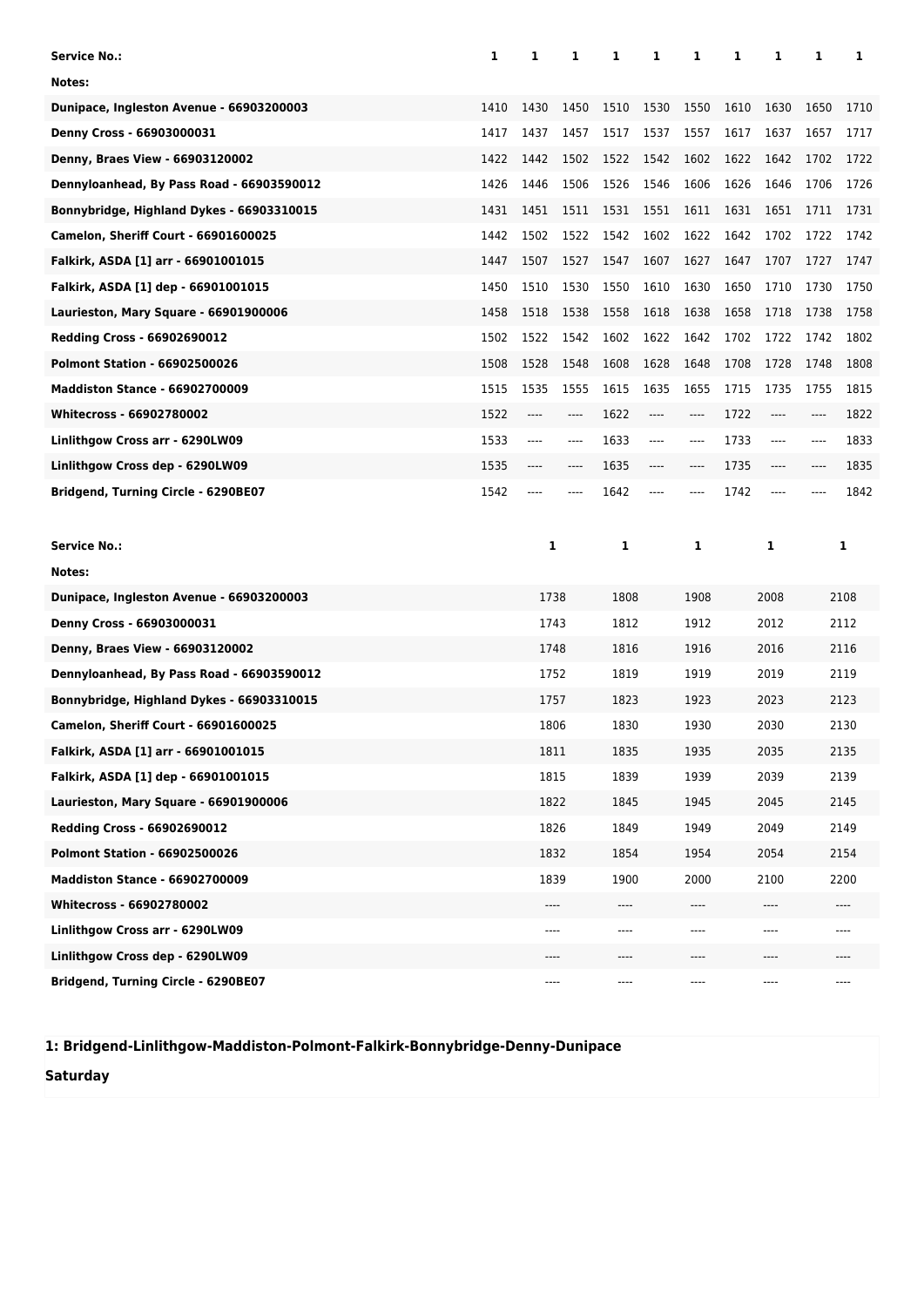| Service No.: | 1 | 1 | 1 | 1 | 1 | 1 | 1 | 1 | 1 | 1 |
|---|---|---|---|---|---|---|---|---|---|---|
| Notes: | | | | | | | | | | |
| Dunipace, Ingleston Avenue - 66903200003 | 1410 | 1430 | 1450 | 1510 | 1530 | 1550 | 1610 | 1630 | 1650 | 1710 |
| Denny Cross - 66903000031 | 1417 | 1437 | 1457 | 1517 | 1537 | 1557 | 1617 | 1637 | 1657 | 1717 |
| Denny, Braes View - 66903120002 | 1422 | 1442 | 1502 | 1522 | 1542 | 1602 | 1622 | 1642 | 1702 | 1722 |
| Dennyloanhead, By Pass Road - 66903590012 | 1426 | 1446 | 1506 | 1526 | 1546 | 1606 | 1626 | 1646 | 1706 | 1726 |
| Bonnybridge, Highland Dykes - 66903310015 | 1431 | 1451 | 1511 | 1531 | 1551 | 1611 | 1631 | 1651 | 1711 | 1731 |
| Camelon, Sheriff Court - 66901600025 | 1442 | 1502 | 1522 | 1542 | 1602 | 1622 | 1642 | 1702 | 1722 | 1742 |
| Falkirk, ASDA [1] arr - 66901001015 | 1447 | 1507 | 1527 | 1547 | 1607 | 1627 | 1647 | 1707 | 1727 | 1747 |
| Falkirk, ASDA [1] dep - 66901001015 | 1450 | 1510 | 1530 | 1550 | 1610 | 1630 | 1650 | 1710 | 1730 | 1750 |
| Laurieston, Mary Square - 66901900006 | 1458 | 1518 | 1538 | 1558 | 1618 | 1638 | 1658 | 1718 | 1738 | 1758 |
| Redding Cross - 66902690012 | 1502 | 1522 | 1542 | 1602 | 1622 | 1642 | 1702 | 1722 | 1742 | 1802 |
| Polmont Station - 66902500026 | 1508 | 1528 | 1548 | 1608 | 1628 | 1648 | 1708 | 1728 | 1748 | 1808 |
| Maddiston Stance - 66902700009 | 1515 | 1535 | 1555 | 1615 | 1635 | 1655 | 1715 | 1735 | 1755 | 1815 |
| Whitecross - 66902780002 | 1522 | ---- | ---- | 1622 | ---- | ---- | 1722 | ---- | ---- | 1822 |
| Linlithgow Cross arr - 6290LW09 | 1533 | ---- | ---- | 1633 | ---- | ---- | 1733 | ---- | ---- | 1833 |
| Linlithgow Cross dep - 6290LW09 | 1535 | ---- | ---- | 1635 | ---- | ---- | 1735 | ---- | ---- | 1835 |
| Bridgend, Turning Circle - 6290BE07 | 1542 | ---- | ---- | 1642 | ---- | ---- | 1742 | ---- | ---- | 1842 |

| Service No.: | 1 | 1 | 1 | 1 | 1 |
|---|---|---|---|---|---|
| Notes: | | | | | |
| Dunipace, Ingleston Avenue - 66903200003 | 1738 | 1808 | 1908 | 2008 | 2108 |
| Denny Cross - 66903000031 | 1743 | 1812 | 1912 | 2012 | 2112 |
| Denny, Braes View - 66903120002 | 1748 | 1816 | 1916 | 2016 | 2116 |
| Dennyloanhead, By Pass Road - 66903590012 | 1752 | 1819 | 1919 | 2019 | 2119 |
| Bonnybridge, Highland Dykes - 66903310015 | 1757 | 1823 | 1923 | 2023 | 2123 |
| Camelon, Sheriff Court - 66901600025 | 1806 | 1830 | 1930 | 2030 | 2130 |
| Falkirk, ASDA [1] arr - 66901001015 | 1811 | 1835 | 1935 | 2035 | 2135 |
| Falkirk, ASDA [1] dep - 66901001015 | 1815 | 1839 | 1939 | 2039 | 2139 |
| Laurieston, Mary Square - 66901900006 | 1822 | 1845 | 1945 | 2045 | 2145 |
| Redding Cross - 66902690012 | 1826 | 1849 | 1949 | 2049 | 2149 |
| Polmont Station - 66902500026 | 1832 | 1854 | 1954 | 2054 | 2154 |
| Maddiston Stance - 66902700009 | 1839 | 1900 | 2000 | 2100 | 2200 |
| Whitecross - 66902780002 | ---- | ---- | ---- | ---- | ---- |
| Linlithgow Cross arr - 6290LW09 | ---- | ---- | ---- | ---- | ---- |
| Linlithgow Cross dep - 6290LW09 | ---- | ---- | ---- | ---- | ---- |
| Bridgend, Turning Circle - 6290BE07 | ---- | ---- | ---- | ---- | ---- |

**1: Bridgend-Linlithgow-Maddiston-Polmont-Falkirk-Bonnybridge-Denny-Dunipace**

**Saturday**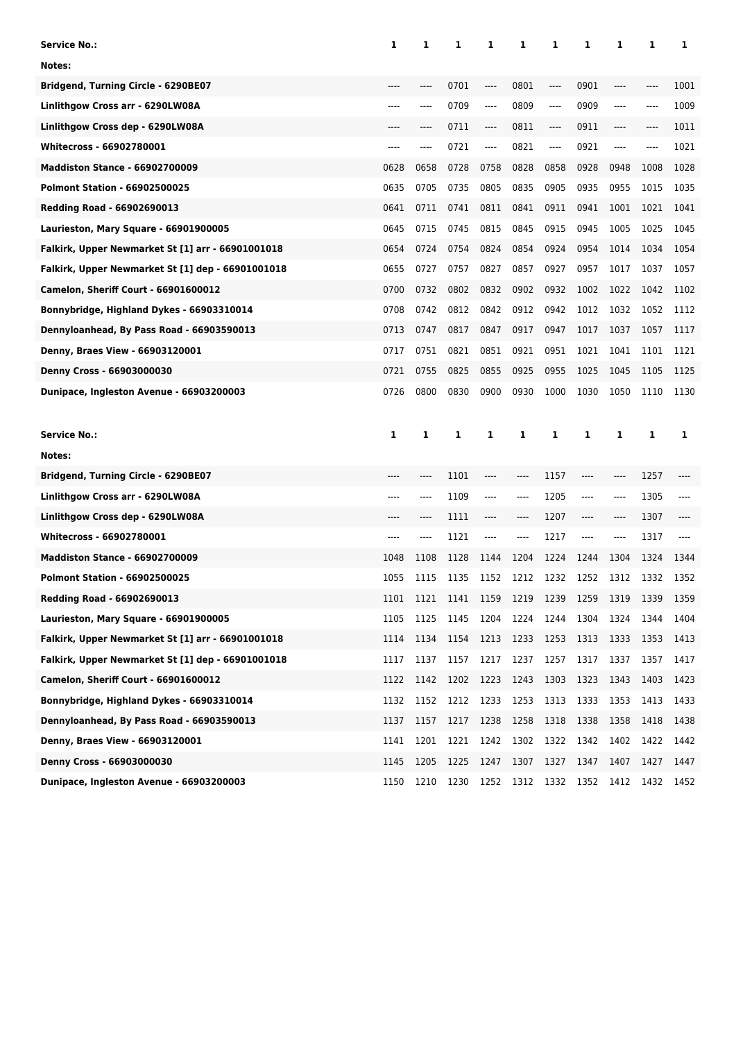| Service No.: | 1 | 1 | 1 | 1 | 1 | 1 | 1 | 1 | 1 | 1 |
|---|---|---|---|---|---|---|---|---|---|---|
| Notes: | | | | | | | | | | |
| Bridgend, Turning Circle - 6290BE07 | ---- | ---- | 0701 | ---- | 0801 | ---- | 0901 | ---- | ---- | 1001 |
| Linlithgow Cross arr - 6290LW08A | ---- | ---- | 0709 | ---- | 0809 | ---- | 0909 | ---- | ---- | 1009 |
| Linlithgow Cross dep - 6290LW08A | ---- | ---- | 0711 | ---- | 0811 | ---- | 0911 | ---- | ---- | 1011 |
| Whitecross - 66902780001 | ---- | ---- | 0721 | ---- | 0821 | ---- | 0921 | ---- | ---- | 1021 |
| Maddiston Stance - 66902700009 | 0628 | 0658 | 0728 | 0758 | 0828 | 0858 | 0928 | 0948 | 1008 | 1028 |
| Polmont Station - 66902500025 | 0635 | 0705 | 0735 | 0805 | 0835 | 0905 | 0935 | 0955 | 1015 | 1035 |
| Redding Road - 66902690013 | 0641 | 0711 | 0741 | 0811 | 0841 | 0911 | 0941 | 1001 | 1021 | 1041 |
| Laurieston, Mary Square - 66901900005 | 0645 | 0715 | 0745 | 0815 | 0845 | 0915 | 0945 | 1005 | 1025 | 1045 |
| Falkirk, Upper Newmarket St [1] arr - 66901001018 | 0654 | 0724 | 0754 | 0824 | 0854 | 0924 | 0954 | 1014 | 1034 | 1054 |
| Falkirk, Upper Newmarket St [1] dep - 66901001018 | 0655 | 0727 | 0757 | 0827 | 0857 | 0927 | 0957 | 1017 | 1037 | 1057 |
| Camelon, Sheriff Court - 66901600012 | 0700 | 0732 | 0802 | 0832 | 0902 | 0932 | 1002 | 1022 | 1042 | 1102 |
| Bonnybridge, Highland Dykes - 66903310014 | 0708 | 0742 | 0812 | 0842 | 0912 | 0942 | 1012 | 1032 | 1052 | 1112 |
| Dennyloanhead, By Pass Road - 66903590013 | 0713 | 0747 | 0817 | 0847 | 0917 | 0947 | 1017 | 1037 | 1057 | 1117 |
| Denny, Braes View - 66903120001 | 0717 | 0751 | 0821 | 0851 | 0921 | 0951 | 1021 | 1041 | 1101 | 1121 |
| Denny Cross - 66903000030 | 0721 | 0755 | 0825 | 0855 | 0925 | 0955 | 1025 | 1045 | 1105 | 1125 |
| Dunipace, Ingleston Avenue - 66903200003 | 0726 | 0800 | 0830 | 0900 | 0930 | 1000 | 1030 | 1050 | 1110 | 1130 |

| Service No.: | 1 | 1 | 1 | 1 | 1 | 1 | 1 | 1 | 1 | 1 |
|---|---|---|---|---|---|---|---|---|---|---|
| Notes: | | | | | | | | | | |
| Bridgend, Turning Circle - 6290BE07 | ---- | ---- | 1101 | ---- | ---- | 1157 | ---- | ---- | 1257 | ---- |
| Linlithgow Cross arr - 6290LW08A | ---- | ---- | 1109 | ---- | ---- | 1205 | ---- | ---- | 1305 | ---- |
| Linlithgow Cross dep - 6290LW08A | ---- | ---- | 1111 | ---- | ---- | 1207 | ---- | ---- | 1307 | ---- |
| Whitecross - 66902780001 | ---- | ---- | 1121 | ---- | ---- | 1217 | ---- | ---- | 1317 | ---- |
| Maddiston Stance - 66902700009 | 1048 | 1108 | 1128 | 1144 | 1204 | 1224 | 1244 | 1304 | 1324 | 1344 |
| Polmont Station - 66902500025 | 1055 | 1115 | 1135 | 1152 | 1212 | 1232 | 1252 | 1312 | 1332 | 1352 |
| Redding Road - 66902690013 | 1101 | 1121 | 1141 | 1159 | 1219 | 1239 | 1259 | 1319 | 1339 | 1359 |
| Laurieston, Mary Square - 66901900005 | 1105 | 1125 | 1145 | 1204 | 1224 | 1244 | 1304 | 1324 | 1344 | 1404 |
| Falkirk, Upper Newmarket St [1] arr - 66901001018 | 1114 | 1134 | 1154 | 1213 | 1233 | 1253 | 1313 | 1333 | 1353 | 1413 |
| Falkirk, Upper Newmarket St [1] dep - 66901001018 | 1117 | 1137 | 1157 | 1217 | 1237 | 1257 | 1317 | 1337 | 1357 | 1417 |
| Camelon, Sheriff Court - 66901600012 | 1122 | 1142 | 1202 | 1223 | 1243 | 1303 | 1323 | 1343 | 1403 | 1423 |
| Bonnybridge, Highland Dykes - 66903310014 | 1132 | 1152 | 1212 | 1233 | 1253 | 1313 | 1333 | 1353 | 1413 | 1433 |
| Dennyloanhead, By Pass Road - 66903590013 | 1137 | 1157 | 1217 | 1238 | 1258 | 1318 | 1338 | 1358 | 1418 | 1438 |
| Denny, Braes View - 66903120001 | 1141 | 1201 | 1221 | 1242 | 1302 | 1322 | 1342 | 1402 | 1422 | 1442 |
| Denny Cross - 66903000030 | 1145 | 1205 | 1225 | 1247 | 1307 | 1327 | 1347 | 1407 | 1427 | 1447 |
| Dunipace, Ingleston Avenue - 66903200003 | 1150 | 1210 | 1230 | 1252 | 1312 | 1332 | 1352 | 1412 | 1432 | 1452 |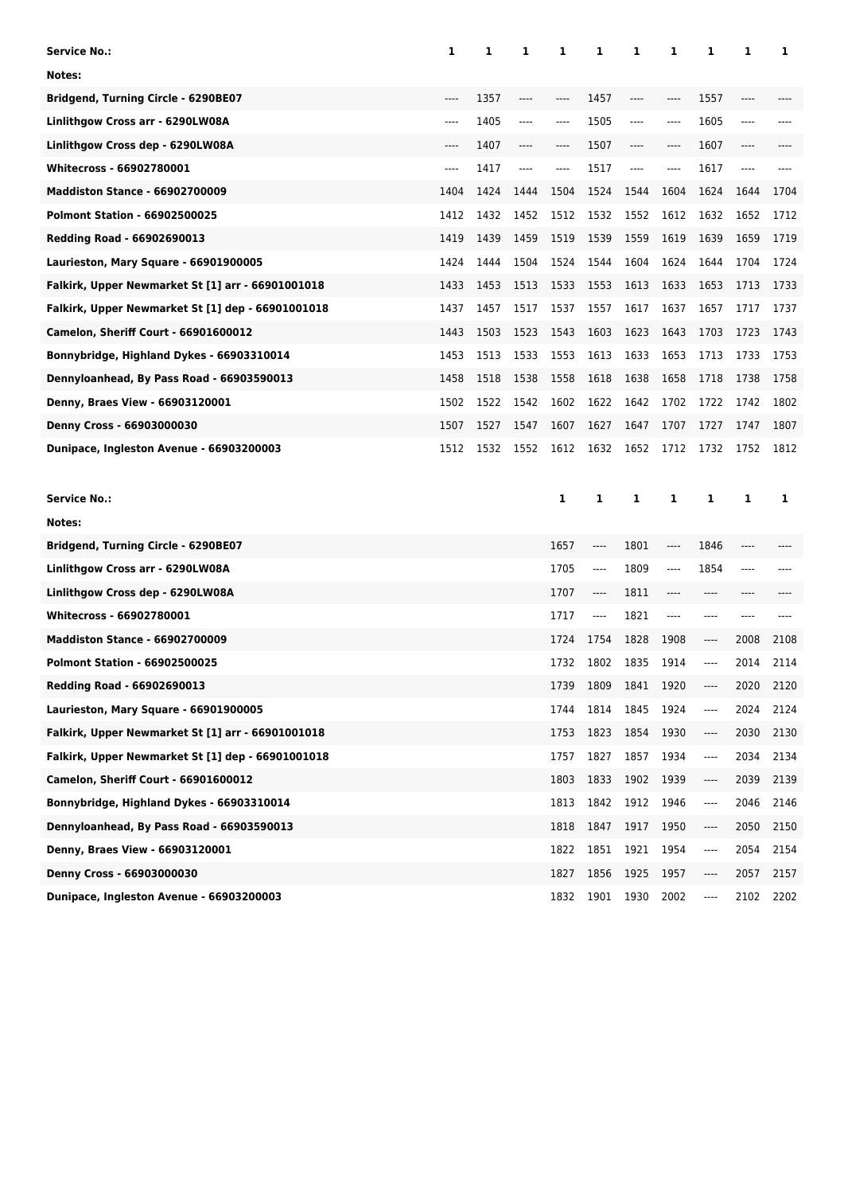| Service No.: | 1 | 1 | 1 | 1 | 1 | 1 | 1 | 1 | 1 | 1 |
|---|---|---|---|---|---|---|---|---|---|---|
| Notes: | | | | | | | | | | |
| Bridgend, Turning Circle - 6290BE07 | ---- | 1357 | ---- | ---- | 1457 | ---- | ---- | 1557 | ---- | ---- |
| Linlithgow Cross arr - 6290LW08A | ---- | 1405 | ---- | ---- | 1505 | ---- | ---- | 1605 | ---- | ---- |
| Linlithgow Cross dep - 6290LW08A | ---- | 1407 | ---- | ---- | 1507 | ---- | ---- | 1607 | ---- | ---- |
| Whitecross - 66902780001 | ---- | 1417 | ---- | ---- | 1517 | ---- | ---- | 1617 | ---- | ---- |
| Maddiston Stance - 66902700009 | 1404 | 1424 | 1444 | 1504 | 1524 | 1544 | 1604 | 1624 | 1644 | 1704 |
| Polmont Station - 66902500025 | 1412 | 1432 | 1452 | 1512 | 1532 | 1552 | 1612 | 1632 | 1652 | 1712 |
| Redding Road - 66902690013 | 1419 | 1439 | 1459 | 1519 | 1539 | 1559 | 1619 | 1639 | 1659 | 1719 |
| Laurieston, Mary Square - 66901900005 | 1424 | 1444 | 1504 | 1524 | 1544 | 1604 | 1624 | 1644 | 1704 | 1724 |
| Falkirk, Upper Newmarket St [1] arr - 66901001018 | 1433 | 1453 | 1513 | 1533 | 1553 | 1613 | 1633 | 1653 | 1713 | 1733 |
| Falkirk, Upper Newmarket St [1] dep - 66901001018 | 1437 | 1457 | 1517 | 1537 | 1557 | 1617 | 1637 | 1657 | 1717 | 1737 |
| Camelon, Sheriff Court - 66901600012 | 1443 | 1503 | 1523 | 1543 | 1603 | 1623 | 1643 | 1703 | 1723 | 1743 |
| Bonnybridge, Highland Dykes - 66903310014 | 1453 | 1513 | 1533 | 1553 | 1613 | 1633 | 1653 | 1713 | 1733 | 1753 |
| Dennyloanhead, By Pass Road - 66903590013 | 1458 | 1518 | 1538 | 1558 | 1618 | 1638 | 1658 | 1718 | 1738 | 1758 |
| Denny, Braes View - 66903120001 | 1502 | 1522 | 1542 | 1602 | 1622 | 1642 | 1702 | 1722 | 1742 | 1802 |
| Denny Cross - 66903000030 | 1507 | 1527 | 1547 | 1607 | 1627 | 1647 | 1707 | 1727 | 1747 | 1807 |
| Dunipace, Ingleston Avenue - 66903200003 | 1512 | 1532 | 1552 | 1612 | 1632 | 1652 | 1712 | 1732 | 1752 | 1812 |

| Service No.: | 1 | 1 | 1 | 1 | 1 | 1 | 1 |
|---|---|---|---|---|---|---|---|
| Notes: | | | | | | | |
| Bridgend, Turning Circle - 6290BE07 | 1657 | ---- | 1801 | ---- | 1846 | ---- | ---- |
| Linlithgow Cross arr - 6290LW08A | 1705 | ---- | 1809 | ---- | 1854 | ---- | ---- |
| Linlithgow Cross dep - 6290LW08A | 1707 | ---- | 1811 | ---- | ---- | ---- | ---- |
| Whitecross - 66902780001 | 1717 | ---- | 1821 | ---- | ---- | ---- | ---- |
| Maddiston Stance - 66902700009 | 1724 | 1754 | 1828 | 1908 | ---- | 2008 | 2108 |
| Polmont Station - 66902500025 | 1732 | 1802 | 1835 | 1914 | ---- | 2014 | 2114 |
| Redding Road - 66902690013 | 1739 | 1809 | 1841 | 1920 | ---- | 2020 | 2120 |
| Laurieston, Mary Square - 66901900005 | 1744 | 1814 | 1845 | 1924 | ---- | 2024 | 2124 |
| Falkirk, Upper Newmarket St [1] arr - 66901001018 | 1753 | 1823 | 1854 | 1930 | ---- | 2030 | 2130 |
| Falkirk, Upper Newmarket St [1] dep - 66901001018 | 1757 | 1827 | 1857 | 1934 | ---- | 2034 | 2134 |
| Camelon, Sheriff Court - 66901600012 | 1803 | 1833 | 1902 | 1939 | ---- | 2039 | 2139 |
| Bonnybridge, Highland Dykes - 66903310014 | 1813 | 1842 | 1912 | 1946 | ---- | 2046 | 2146 |
| Dennyloanhead, By Pass Road - 66903590013 | 1818 | 1847 | 1917 | 1950 | ---- | 2050 | 2150 |
| Denny, Braes View - 66903120001 | 1822 | 1851 | 1921 | 1954 | ---- | 2054 | 2154 |
| Denny Cross - 66903000030 | 1827 | 1856 | 1925 | 1957 | ---- | 2057 | 2157 |
| Dunipace, Ingleston Avenue - 66903200003 | 1832 | 1901 | 1930 | 2002 | ---- | 2102 | 2202 |